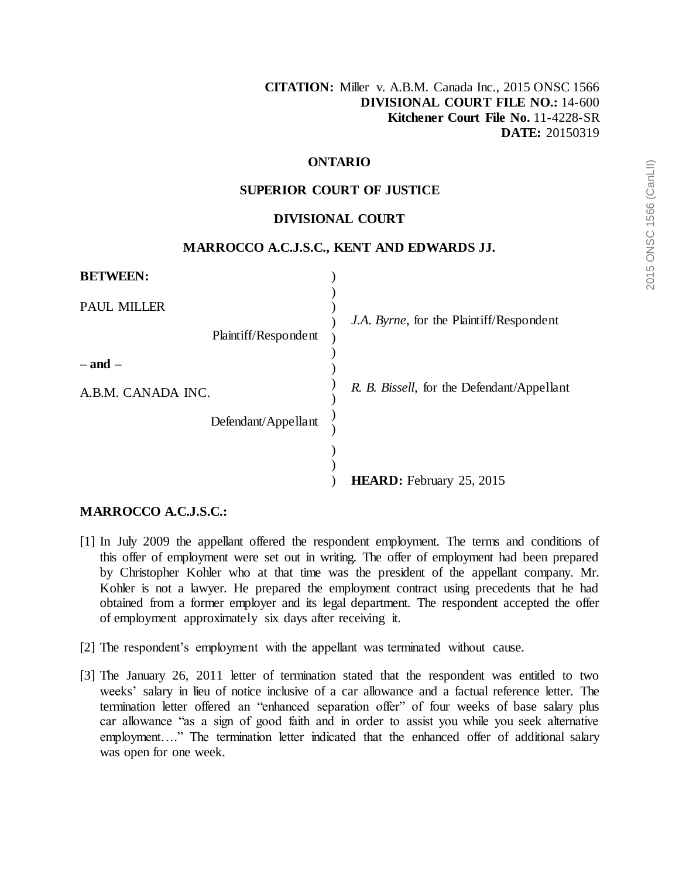**CITATION:** Miller v. A.B.M. Canada Inc., 2015 ONSC 1566
**DIVISIONAL COURT FILE NO.:** 14-600
**Kitchener Court File No.** 11-4228-SR
**DATE:** 20150319

**ONTARIO**

**SUPERIOR COURT OF JUSTICE**

**DIVISIONAL COURT**

**MARROCCO A.C.J.S.C., KENT AND EDWARDS JJ.**

**BETWEEN:**

PAUL MILLER

Plaintiff/Respondent

– and –

A.B.M. CANADA INC.

Defendant/Appellant

*J.A. Byrne*, for the Plaintiff/Respondent

*R. B. Bissell*, for the Defendant/Appellant

**HEARD:** February 25, 2015

**MARROCCO A.C.J.S.C.:**

[1] In July 2009 the appellant offered the respondent employment. The terms and conditions of this offer of employment were set out in writing. The offer of employment had been prepared by Christopher Kohler who at that time was the president of the appellant company. Mr. Kohler is not a lawyer. He prepared the employment contract using precedents that he had obtained from a former employer and its legal department. The respondent accepted the offer of employment approximately six days after receiving it.

[2] The respondent's employment with the appellant was terminated without cause.

[3] The January 26, 2011 letter of termination stated that the respondent was entitled to two weeks' salary in lieu of notice inclusive of a car allowance and a factual reference letter. The termination letter offered an "enhanced separation offer" of four weeks of base salary plus car allowance "as a sign of good faith and in order to assist you while you seek alternative employment…." The termination letter indicated that the enhanced offer of additional salary was open for one week.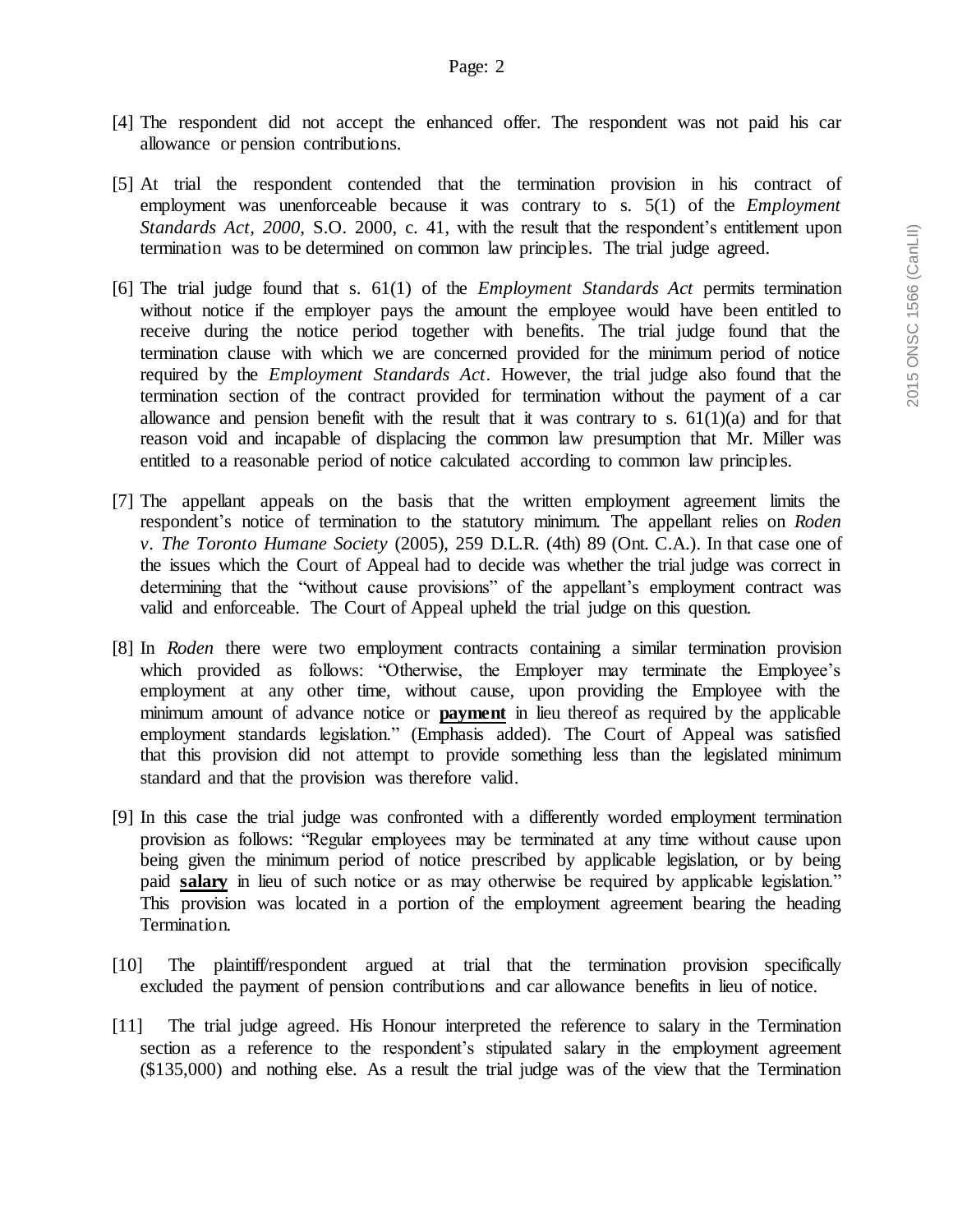[4] The respondent did not accept the enhanced offer. The respondent was not paid his car allowance or pension contributions.

[5] At trial the respondent contended that the termination provision in his contract of employment was unenforceable because it was contrary to s. 5(1) of the *Employment Standards Act, 2000*, S.O. 2000, c. 41, with the result that the respondent's entitlement upon termination was to be determined on common law principles. The trial judge agreed.

[6] The trial judge found that s. 61(1) of the *Employment Standards Act* permits termination without notice if the employer pays the amount the employee would have been entitled to receive during the notice period together with benefits. The trial judge found that the termination clause with which we are concerned provided for the minimum period of notice required by the *Employment Standards Act*. However, the trial judge also found that the termination section of the contract provided for termination without the payment of a car allowance and pension benefit with the result that it was contrary to s. 61(1)(a) and for that reason void and incapable of displacing the common law presumption that Mr. Miller was entitled to a reasonable period of notice calculated according to common law principles.

[7] The appellant appeals on the basis that the written employment agreement limits the respondent's notice of termination to the statutory minimum. The appellant relies on *Roden v. The Toronto Humane Society* (2005), 259 D.L.R. (4th) 89 (Ont. C.A.). In that case one of the issues which the Court of Appeal had to decide was whether the trial judge was correct in determining that the "without cause provisions" of the appellant's employment contract was valid and enforceable. The Court of Appeal upheld the trial judge on this question.

[8] In *Roden* there were two employment contracts containing a similar termination provision which provided as follows: "Otherwise, the Employer may terminate the Employee's employment at any other time, without cause, upon providing the Employee with the minimum amount of advance notice or **payment** in lieu thereof as required by the applicable employment standards legislation." (Emphasis added). The Court of Appeal was satisfied that this provision did not attempt to provide something less than the legislated minimum standard and that the provision was therefore valid.

[9] In this case the trial judge was confronted with a differently worded employment termination provision as follows: "Regular employees may be terminated at any time without cause upon being given the minimum period of notice prescribed by applicable legislation, or by being paid **salary** in lieu of such notice or as may otherwise be required by applicable legislation." This provision was located in a portion of the employment agreement bearing the heading Termination.

[10] The plaintiff/respondent argued at trial that the termination provision specifically excluded the payment of pension contributions and car allowance benefits in lieu of notice.

[11] The trial judge agreed. His Honour interpreted the reference to salary in the Termination section as a reference to the respondent's stipulated salary in the employment agreement ($135,000) and nothing else. As a result the trial judge was of the view that the Termination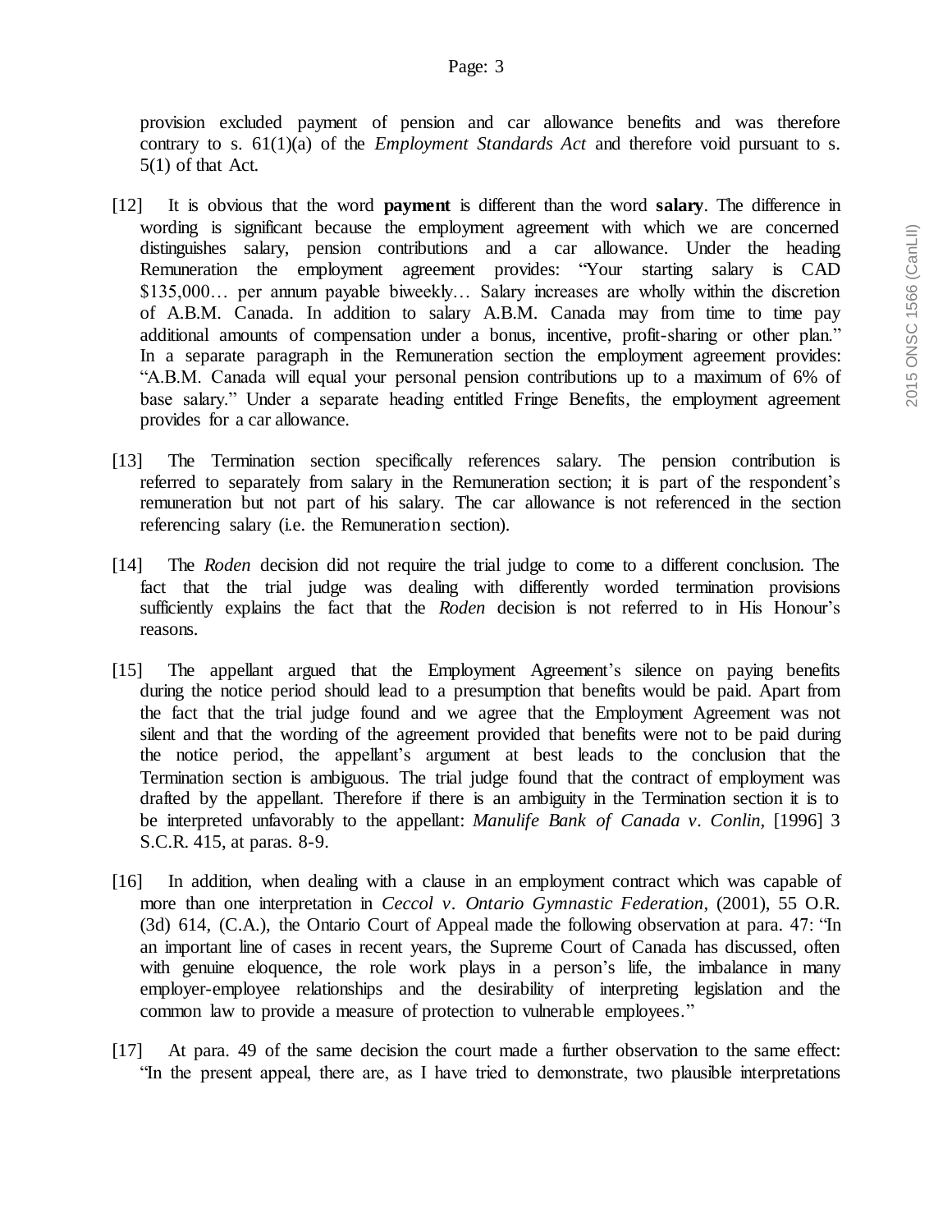provision excluded payment of pension and car allowance benefits and was therefore contrary to s. 61(1)(a) of the *Employment Standards Act* and therefore void pursuant to s. 5(1) of that Act.

[12] It is obvious that the word **payment** is different than the word **salary**. The difference in wording is significant because the employment agreement with which we are concerned distinguishes salary, pension contributions and a car allowance. Under the heading Remuneration the employment agreement provides: "Your starting salary is CAD $135,000… per annum payable biweekly… Salary increases are wholly within the discretion of A.B.M. Canada. In addition to salary A.B.M. Canada may from time to time pay additional amounts of compensation under a bonus, incentive, profit-sharing or other plan." In a separate paragraph in the Remuneration section the employment agreement provides: "A.B.M. Canada will equal your personal pension contributions up to a maximum of 6% of base salary." Under a separate heading entitled Fringe Benefits, the employment agreement provides for a car allowance.

[13] The Termination section specifically references salary. The pension contribution is referred to separately from salary in the Remuneration section; it is part of the respondent's remuneration but not part of his salary. The car allowance is not referenced in the section referencing salary (i.e. the Remuneration section).

[14] The *Roden* decision did not require the trial judge to come to a different conclusion. The fact that the trial judge was dealing with differently worded termination provisions sufficiently explains the fact that the *Roden* decision is not referred to in His Honour's reasons.

[15] The appellant argued that the Employment Agreement's silence on paying benefits during the notice period should lead to a presumption that benefits would be paid. Apart from the fact that the trial judge found and we agree that the Employment Agreement was not silent and that the wording of the agreement provided that benefits were not to be paid during the notice period, the appellant's argument at best leads to the conclusion that the Termination section is ambiguous. The trial judge found that the contract of employment was drafted by the appellant. Therefore if there is an ambiguity in the Termination section it is to be interpreted unfavorably to the appellant: *Manulife Bank of Canada v. Conlin*, [1996] 3 S.C.R. 415, at paras. 8-9.

[16] In addition, when dealing with a clause in an employment contract which was capable of more than one interpretation in *Ceccol v. Ontario Gymnastic Federation*, (2001), 55 O.R. (3d) 614, (C.A.), the Ontario Court of Appeal made the following observation at para. 47: "In an important line of cases in recent years, the Supreme Court of Canada has discussed, often with genuine eloquence, the role work plays in a person's life, the imbalance in many employer-employee relationships and the desirability of interpreting legislation and the common law to provide a measure of protection to vulnerable employees."

[17] At para. 49 of the same decision the court made a further observation to the same effect: "In the present appeal, there are, as I have tried to demonstrate, two plausible interpretations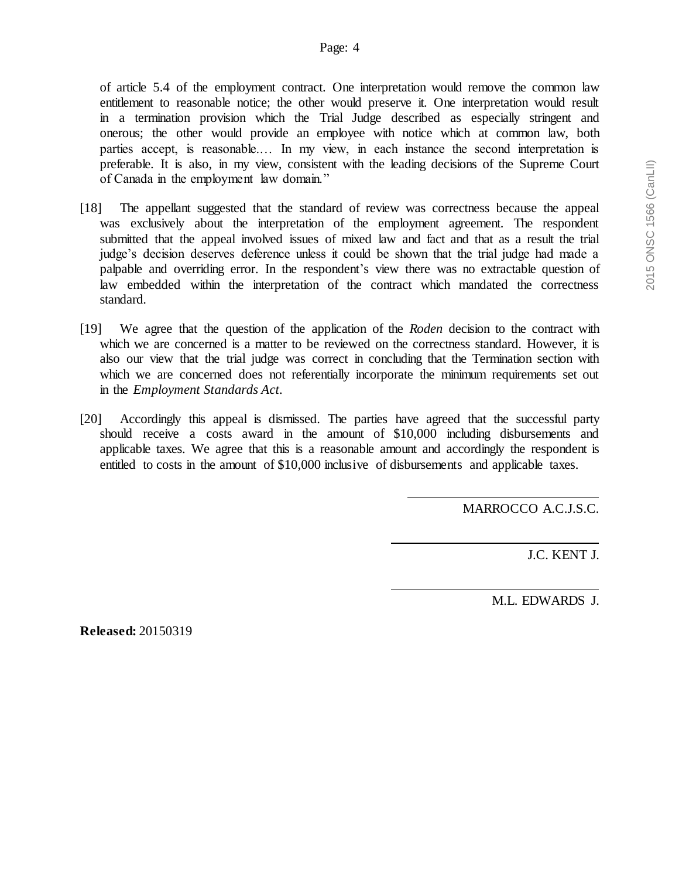of article 5.4 of the employment contract. One interpretation would remove the common law entitlement to reasonable notice; the other would preserve it. One interpretation would result in a termination provision which the Trial Judge described as especially stringent and onerous; the other would provide an employee with notice which at common law, both parties accept, is reasonable.… In my view, in each instance the second interpretation is preferable. It is also, in my view, consistent with the leading decisions of the Supreme Court of Canada in the employment law domain."

[18] The appellant suggested that the standard of review was correctness because the appeal was exclusively about the interpretation of the employment agreement. The respondent submitted that the appeal involved issues of mixed law and fact and that as a result the trial judge's decision deserves deference unless it could be shown that the trial judge had made a palpable and overriding error. In the respondent's view there was no extractable question of law embedded within the interpretation of the contract which mandated the correctness standard.

[19] We agree that the question of the application of the *Roden* decision to the contract with which we are concerned is a matter to be reviewed on the correctness standard. However, it is also our view that the trial judge was correct in concluding that the Termination section with which we are concerned does not referentially incorporate the minimum requirements set out in the *Employment Standards Act*.

[20] Accordingly this appeal is dismissed. The parties have agreed that the successful party should receive a costs award in the amount of $10,000 including disbursements and applicable taxes. We agree that this is a reasonable amount and accordingly the respondent is entitled to costs in the amount of $10,000 inclusive of disbursements and applicable taxes.

MARROCCO A.C.J.S.C.

J.C. KENT J.

M.L. EDWARDS J.

**Released:** 20150319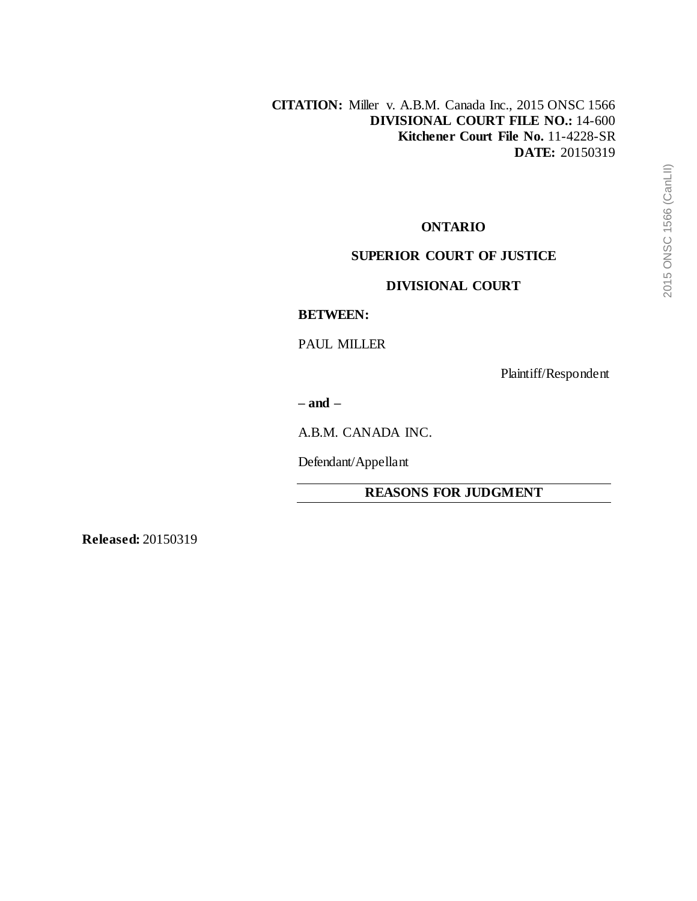**CITATION:** Miller v. A.B.M. Canada Inc., 2015 ONSC 1566
**DIVISIONAL COURT FILE NO.:** 14-600
**Kitchener Court File No.** 11-4228-SR
**DATE:** 20150319

**ONTARIO**

**SUPERIOR COURT OF JUSTICE**

**DIVISIONAL COURT**

**BETWEEN:**

PAUL MILLER

Plaintiff/Respondent

**– and –**

A.B.M. CANADA INC.

Defendant/Appellant

**REASONS FOR JUDGMENT**

**Released:** 20150319